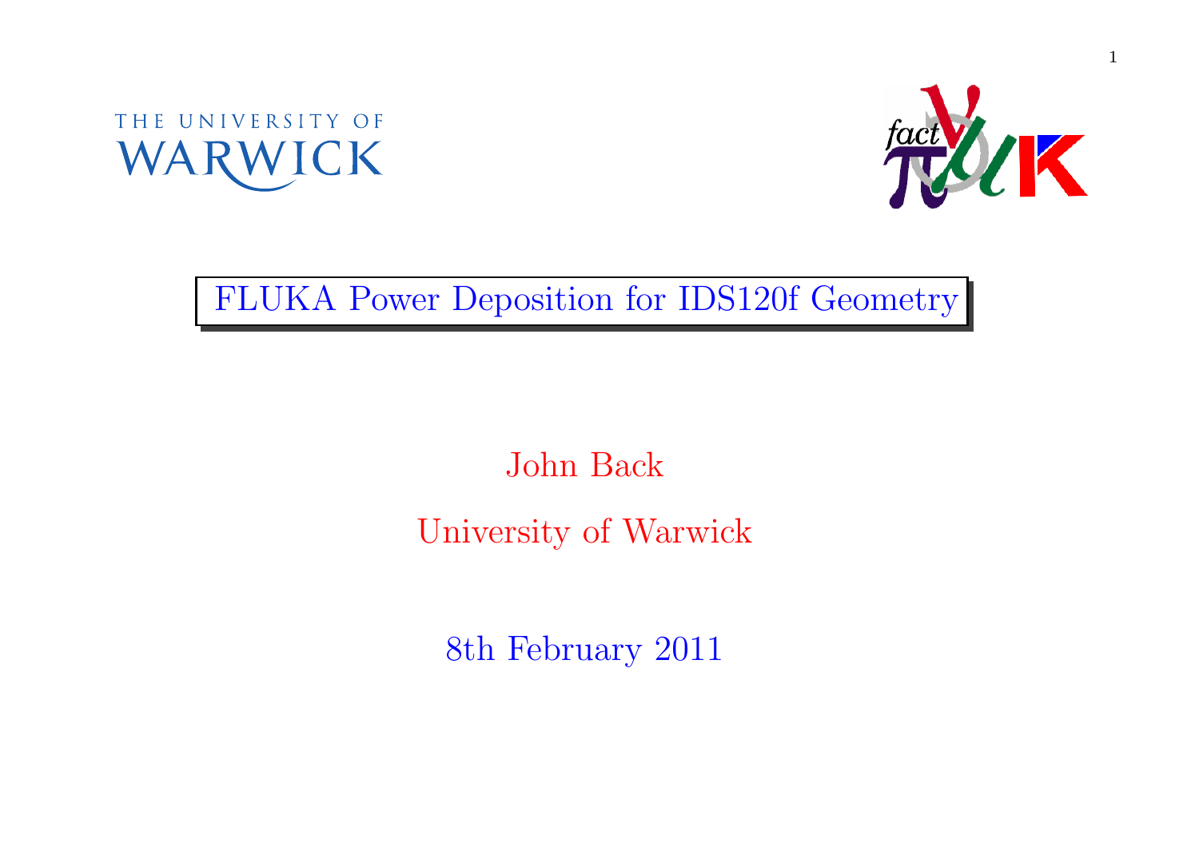THE UNIVERSITY OF WARWICK

# FLUKA Power Deposition for IDS120f Geometry

John Back

University of Warwick

8th February 2011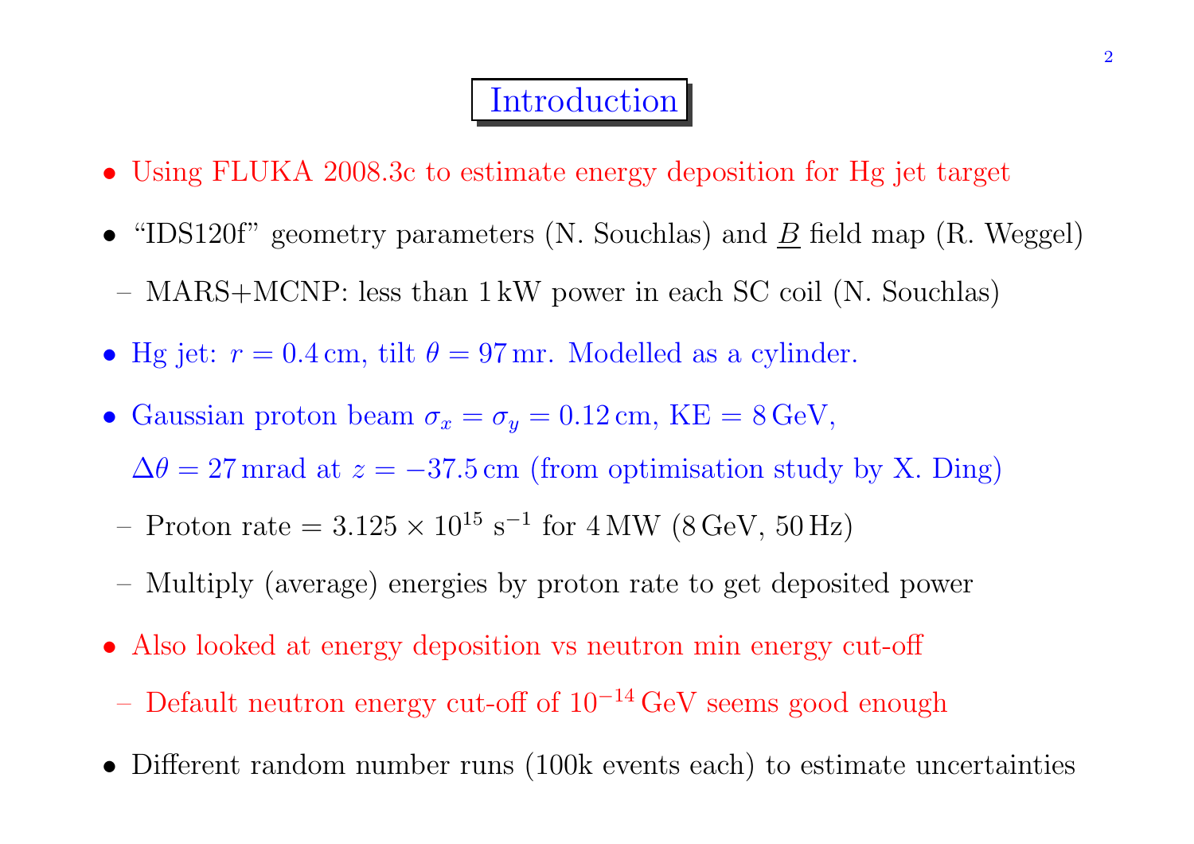# Introduction

- Using FLUKA 2008.3c to estimate energy deposition for Hg jet target
- "IDS120f" geometry parameters (N. Souchlas) and $\underline{B}$ field map (R. Weggel)
  - MARS+MCNP: less than 1 kW power in each SC coil (N. Souchlas)
- Hg jet: $r = 0.4\,\text{cm}$, tilt $\theta = 97\,\text{mr}$. Modelled as a cylinder.
- Gaussian proton beam $\sigma_x = \sigma_y = 0.12\,\text{cm}$, KE $= 8\,\text{GeV}$,

  $\Delta\theta = 27\,\text{mrad}$ at $z = -37.5\,\text{cm}$ (from optimisation study by X. Ding)
  - Proton rate $= 3.125 \times 10^{15}\ \text{s}^{-1}$ for 4 MW (8 GeV, 50 Hz)
  - Multiply (average) energies by proton rate to get deposited power
- Also looked at energy deposition vs neutron min energy cut-off
  - Default neutron energy cut-off of $10^{-14}\,\text{GeV}$ seems good enough
- Different random number runs (100k events each) to estimate uncertainties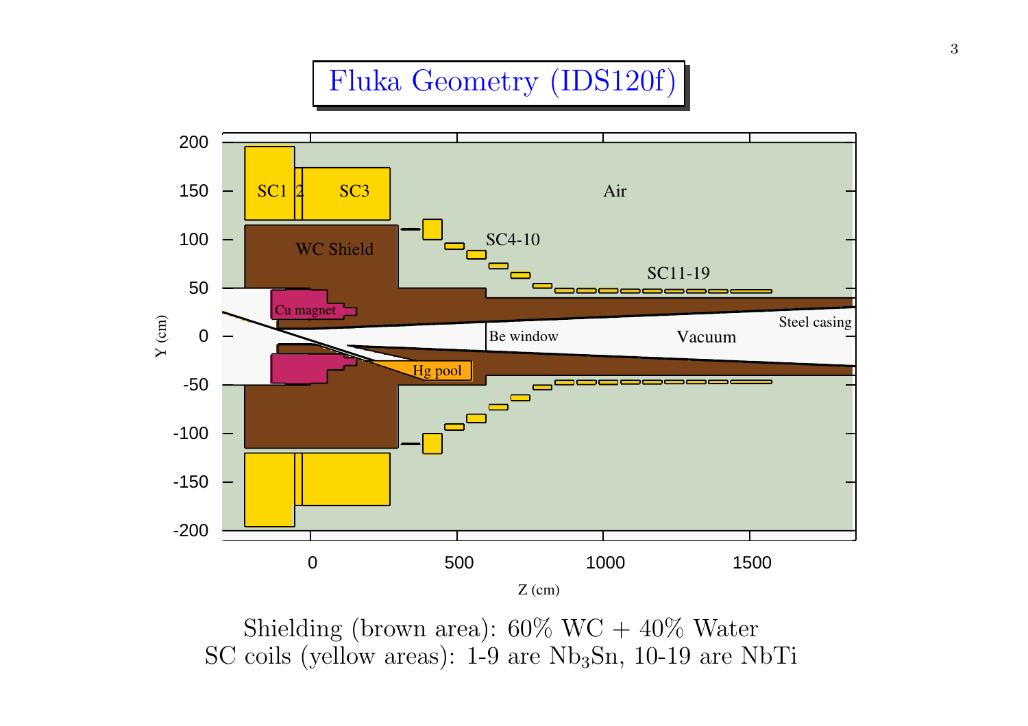# Fluka Geometry (IDS120f)

Shielding (brown area): 60% WC + 40% Water

SC coils (yellow areas): 1-9 are $Nb_3Sn$, 10-19 are NbTi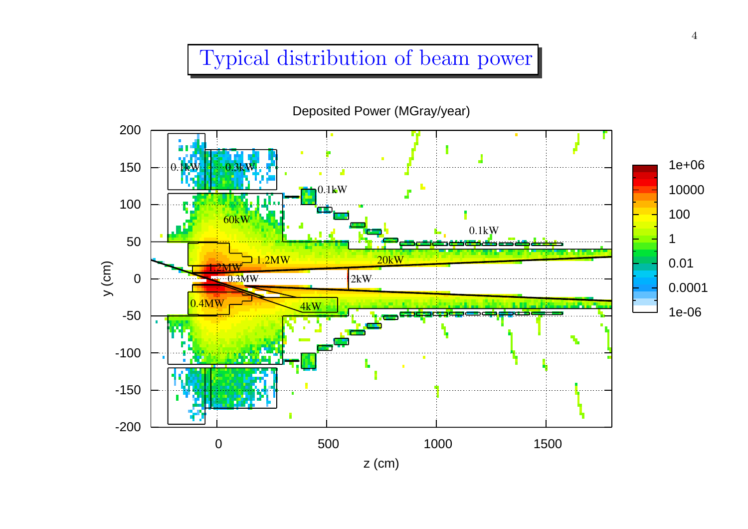# Typical distribution of beam power

Deposited Power (MGray/year)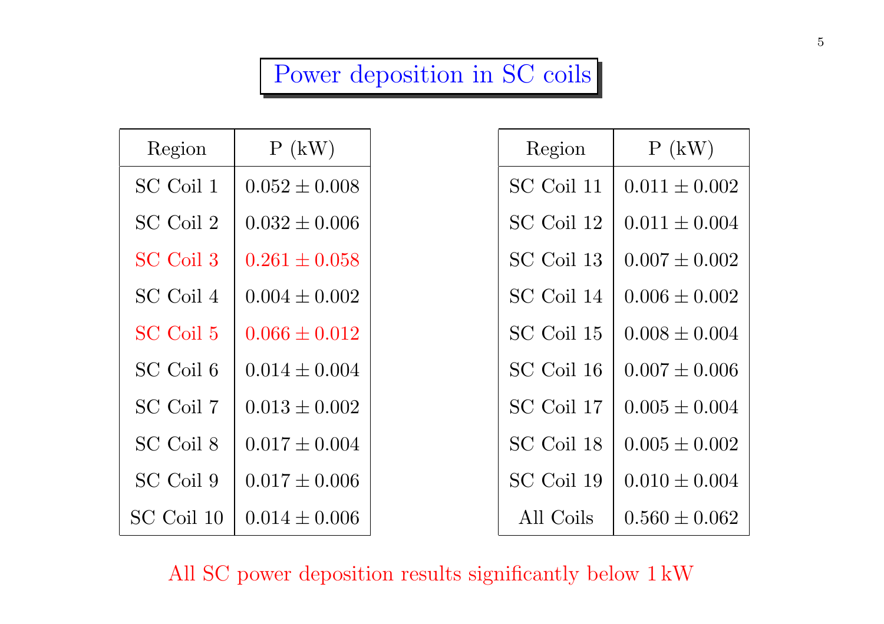# Power deposition in SC coils

| Region | P (kW) |
|---|---|
| SC Coil 1 | $0.052 \pm 0.008$ |
| SC Coil 2 | $0.032 \pm 0.006$ |
| SC Coil 3 | $0.261 \pm 0.058$ |
| SC Coil 4 | $0.004 \pm 0.002$ |
| SC Coil 5 | $0.066 \pm 0.012$ |
| SC Coil 6 | $0.014 \pm 0.004$ |
| SC Coil 7 | $0.013 \pm 0.002$ |
| SC Coil 8 | $0.017 \pm 0.004$ |
| SC Coil 9 | $0.017 \pm 0.006$ |
| SC Coil 10 | $0.014 \pm 0.006$ |

| Region | P (kW) |
|---|---|
| SC Coil 11 | $0.011 \pm 0.002$ |
| SC Coil 12 | $0.011 \pm 0.004$ |
| SC Coil 13 | $0.007 \pm 0.002$ |
| SC Coil 14 | $0.006 \pm 0.002$ |
| SC Coil 15 | $0.008 \pm 0.004$ |
| SC Coil 16 | $0.007 \pm 0.006$ |
| SC Coil 17 | $0.005 \pm 0.004$ |
| SC Coil 18 | $0.005 \pm 0.002$ |
| SC Coil 19 | $0.010 \pm 0.004$ |
| All Coils | $0.560 \pm 0.062$ |

All SC power deposition results significantly below 1 kW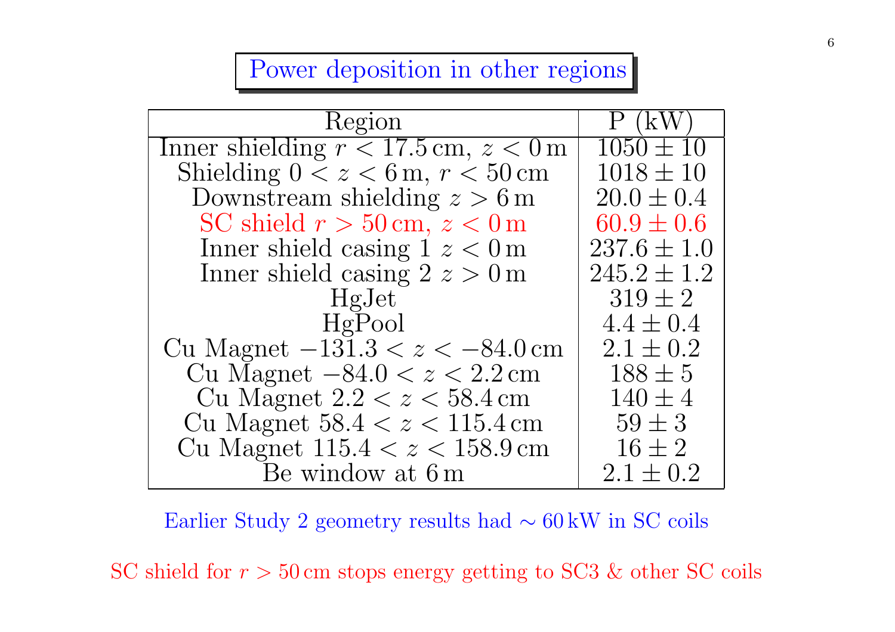## Power deposition in other regions

| Region | P (kW) |
|---|---|
| Inner shielding $r < 17.5\,\mathrm{cm}$, $z < 0\,\mathrm{m}$ | $1050 \pm 10$ |
| Shielding $0 < z < 6\,\mathrm{m}$, $r < 50\,\mathrm{cm}$ | $1018 \pm 10$ |
| Downstream shielding $z > 6\,\mathrm{m}$ | $20.0 \pm 0.4$ |
| SC shield $r > 50\,\mathrm{cm}$, $z < 0\,\mathrm{m}$ | $60.9 \pm 0.6$ |
| Inner shield casing 1 $z < 0\,\mathrm{m}$ | $237.6 \pm 1.0$ |
| Inner shield casing 2 $z > 0\,\mathrm{m}$ | $245.2 \pm 1.2$ |
| HgJet | $319 \pm 2$ |
| HgPool | $4.4 \pm 0.4$ |
| Cu Magnet $-131.3 < z < -84.0\,\mathrm{cm}$ | $2.1 \pm 0.2$ |
| Cu Magnet $-84.0 < z < 2.2\,\mathrm{cm}$ | $188 \pm 5$ |
| Cu Magnet $2.2 < z < 58.4\,\mathrm{cm}$ | $140 \pm 4$ |
| Cu Magnet $58.4 < z < 115.4\,\mathrm{cm}$ | $59 \pm 3$ |
| Cu Magnet $115.4 < z < 158.9\,\mathrm{cm}$ | $16 \pm 2$ |
| Be window at $6\,\mathrm{m}$ | $2.1 \pm 0.2$ |

Earlier Study 2 geometry results had $\sim 60\,\mathrm{kW}$ in SC coils

SC shield for $r > 50\,\mathrm{cm}$ stops energy getting to SC3 & other SC coils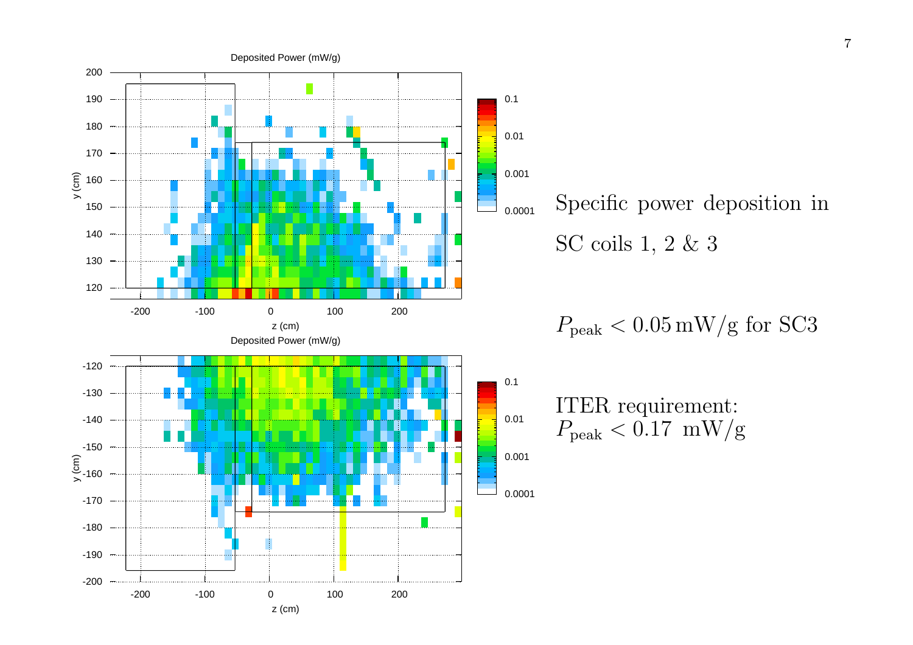Specific power deposition in SC coils 1, 2 & 3

$P_{\mathrm{peak}} < 0.05\,\mathrm{mW/g}$ for SC3

ITER requirement:
$P_{\mathrm{peak}} < 0.17\ \mathrm{mW/g}$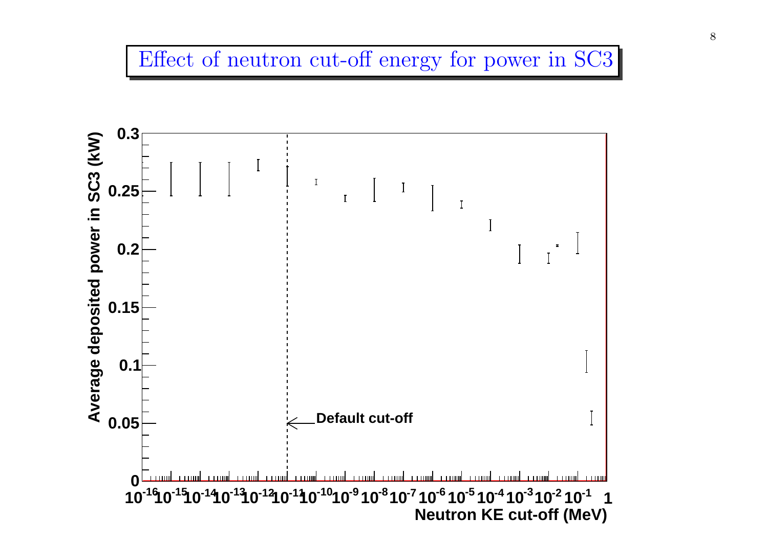# Effect of neutron cut-off energy for power in SC3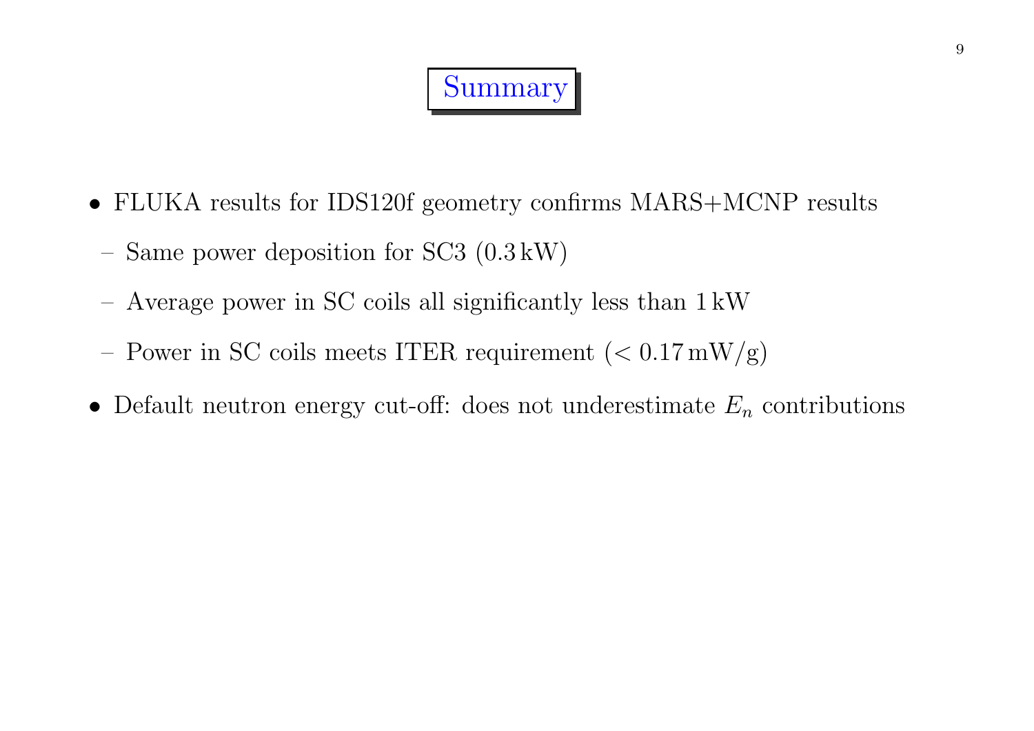# Summary

- FLUKA results for IDS120f geometry confirms MARS+MCNP results
  - Same power deposition for SC3 (0.3 kW)
  - Average power in SC coils all significantly less than 1 kW
  - Power in SC coils meets ITER requirement ($< 0.17\,\mathrm{mW/g}$)
- Default neutron energy cut-off: does not underestimate $E_n$ contributions